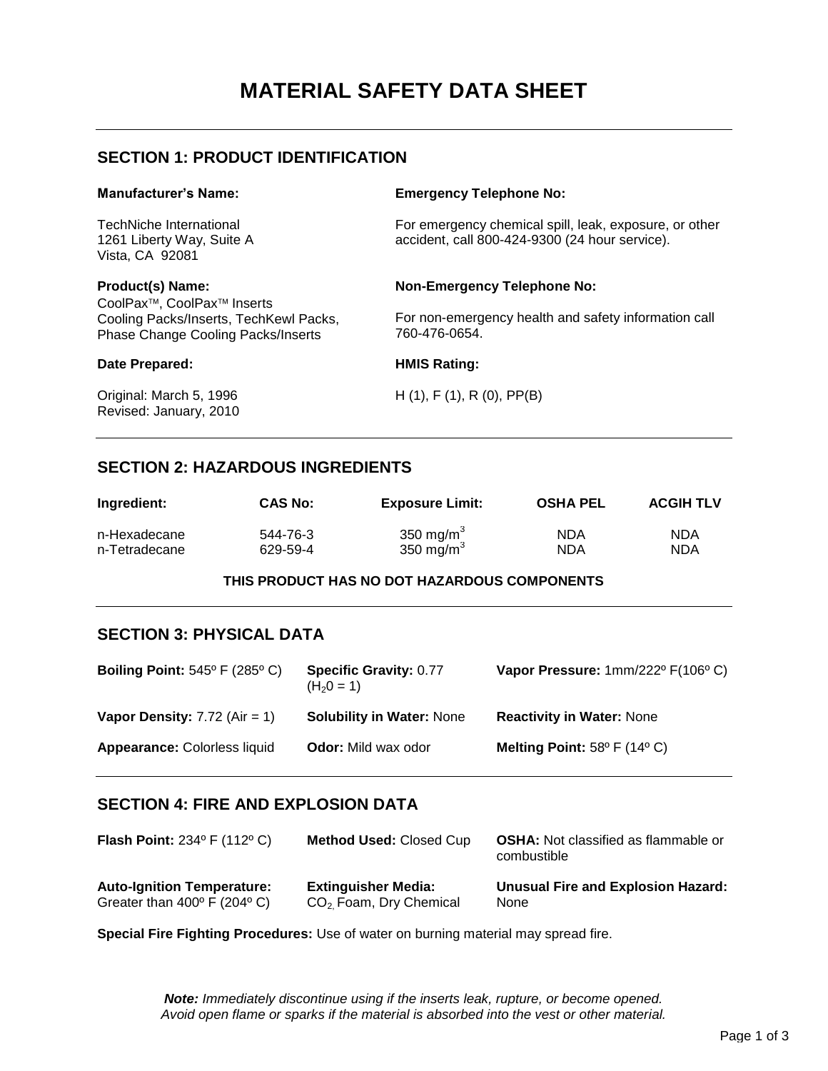# MATERIAL SAFETY DATA SHEET

## SECTION 1: PRODUCT IDENTIFICATION

**Manufacturer's Name:**

TechNiche International
1261 Liberty Way, Suite A
Vista, CA 92081

**Emergency Telephone No:**

For emergency chemical spill, leak, exposure, or other accident, call 800-424-9300 (24 hour service).

**Product(s) Name:**
CoolPax™, CoolPax™ Inserts
Cooling Packs/Inserts, TechKewl Packs,
Phase Change Cooling Packs/Inserts

**Non-Emergency Telephone No:**

For non-emergency health and safety information call 760-476-0654.

**Date Prepared:**

Original: March 5, 1996
Revised: January, 2010

**HMIS Rating:**

H (1), F (1), R (0), PP(B)

## SECTION 2: HAZARDOUS INGREDIENTS

| Ingredient: | CAS No: | Exposure Limit: | OSHA PEL | ACGIH TLV |
|---|---|---|---|---|
| n-Hexadecane | 544-76-3 | 350 $mg/m^3$ | NDA | NDA |
| n-Tetradecane | 629-59-4 | 350 $mg/m^3$ | NDA | NDA |

**THIS PRODUCT HAS NO DOT HAZARDOUS COMPONENTS**

## SECTION 3: PHYSICAL DATA

**Boiling Point:** 545º F (285º C)

**Specific Gravity:** 0.77 ($H_20 = 1$)

**Vapor Pressure:** 1mm/222º F(106º C)

**Vapor Density:** 7.72 (Air = 1)

**Solubility in Water:** None

**Reactivity in Water:** None

**Appearance:** Colorless liquid

**Odor:** Mild wax odor

**Melting Point:** 58º F (14º C)

## SECTION 4: FIRE AND EXPLOSION DATA

**Flash Point:** 234º F (112º C)

**Method Used:** Closed Cup

**OSHA:** Not classified as flammable or combustible

**Auto-Ignition Temperature:** Greater than 400º F (204º C)

**Extinguisher Media:** $CO_2$, Foam, Dry Chemical

**Unusual Fire and Explosion Hazard:** None

**Special Fire Fighting Procedures:** Use of water on burning material may spread fire.

***Note:*** *Immediately discontinue using if the inserts leak, rupture, or become opened. Avoid open flame or sparks if the material is absorbed into the vest or other material.*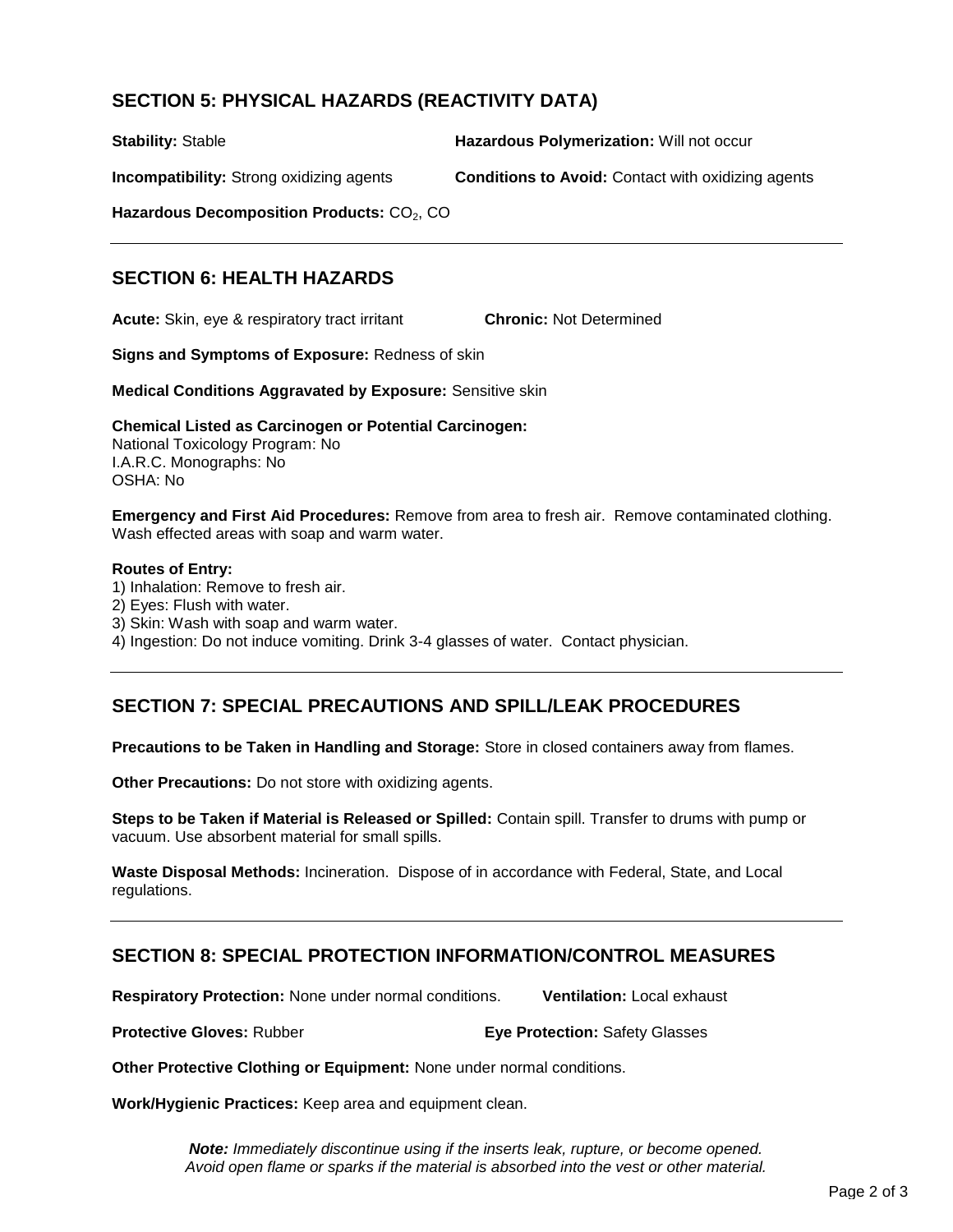## SECTION 5: PHYSICAL HAZARDS (REACTIVITY DATA)

**Stability:** Stable

**Hazardous Polymerization:** Will not occur

**Incompatibility:** Strong oxidizing agents

**Conditions to Avoid:** Contact with oxidizing agents

**Hazardous Decomposition Products:** $CO_2$, CO

---

## SECTION 6: HEALTH HAZARDS

**Acute:** Skin, eye & respiratory tract irritant

**Chronic:** Not Determined

**Signs and Symptoms of Exposure:** Redness of skin

**Medical Conditions Aggravated by Exposure:** Sensitive skin

**Chemical Listed as Carcinogen or Potential Carcinogen:**
National Toxicology Program: No
I.A.R.C. Monographs: No
OSHA: No

**Emergency and First Aid Procedures:** Remove from area to fresh air. Remove contaminated clothing. Wash effected areas with soap and warm water.

**Routes of Entry:**
1) Inhalation: Remove to fresh air.
2) Eyes: Flush with water.
3) Skin: Wash with soap and warm water.
4) Ingestion: Do not induce vomiting. Drink 3-4 glasses of water. Contact physician.

---

## SECTION 7: SPECIAL PRECAUTIONS AND SPILL/LEAK PROCEDURES

**Precautions to be Taken in Handling and Storage:** Store in closed containers away from flames.

**Other Precautions:** Do not store with oxidizing agents.

**Steps to be Taken if Material is Released or Spilled:** Contain spill. Transfer to drums with pump or vacuum. Use absorbent material for small spills.

**Waste Disposal Methods:** Incineration. Dispose of in accordance with Federal, State, and Local regulations.

---

## SECTION 8: SPECIAL PROTECTION INFORMATION/CONTROL MEASURES

**Respiratory Protection:** None under normal conditions.

**Ventilation:** Local exhaust

**Protective Gloves:** Rubber

**Eye Protection:** Safety Glasses

**Other Protective Clothing or Equipment:** None under normal conditions.

**Work/Hygienic Practices:** Keep area and equipment clean.

***Note:*** *Immediately discontinue using if the inserts leak, rupture, or become opened. Avoid open flame or sparks if the material is absorbed into the vest or other material.*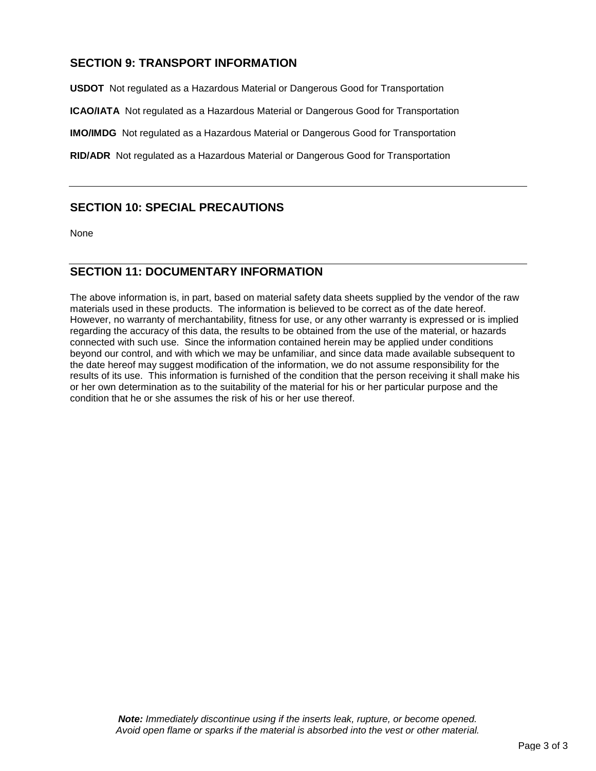## SECTION 9: TRANSPORT INFORMATION

**USDOT** Not regulated as a Hazardous Material or Dangerous Good for Transportation

**ICAO/IATA** Not regulated as a Hazardous Material or Dangerous Good for Transportation

**IMO/IMDG** Not regulated as a Hazardous Material or Dangerous Good for Transportation

**RID/ADR** Not regulated as a Hazardous Material or Dangerous Good for Transportation

---

## SECTION 10: SPECIAL PRECAUTIONS

None

---

## SECTION 11: DOCUMENTARY INFORMATION

The above information is, in part, based on material safety data sheets supplied by the vendor of the raw materials used in these products. The information is believed to be correct as of the date hereof. However, no warranty of merchantability, fitness for use, or any other warranty is expressed or is implied regarding the accuracy of this data, the results to be obtained from the use of the material, or hazards connected with such use. Since the information contained herein may be applied under conditions beyond our control, and with which we may be unfamiliar, and since data made available subsequent to the date hereof may suggest modification of the information, we do not assume responsibility for the results of its use. This information is furnished of the condition that the person receiving it shall make his or her own determination as to the suitability of the material for his or her particular purpose and the condition that he or she assumes the risk of his or her use thereof.

***Note:** Immediately discontinue using if the inserts leak, rupture, or become opened. Avoid open flame or sparks if the material is absorbed into the vest or other material.*